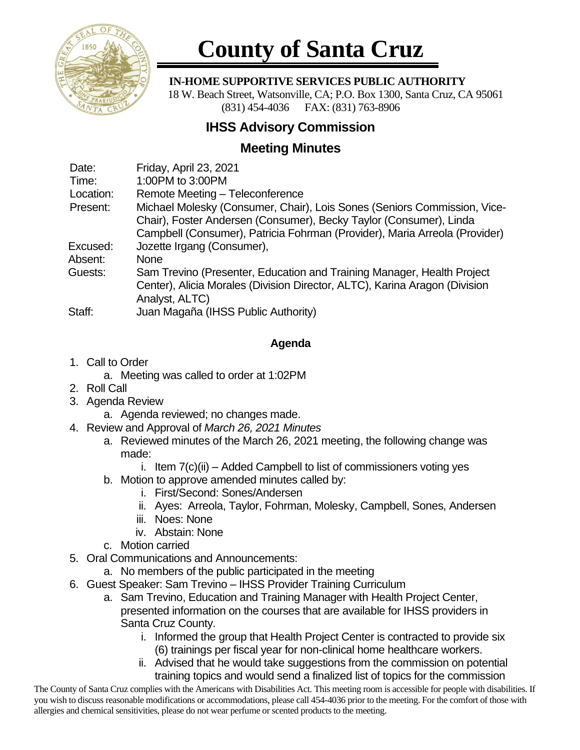# County of Santa Cruz

**IN-HOME SUPPORTIVE SERVICES PUBLIC AUTHORITY**

18 W. Beach Street, Watsonville, CA; P.O. Box 1300, Santa Cruz, CA 95061
(831) 454-4036 FAX: (831) 763-8906

## IHSS Advisory Commission

## Meeting Minutes

| | |
|---|---|
| Date: | Friday, April 23, 2021 |
| Time: | 1:00PM to 3:00PM |
| Location: | Remote Meeting – Teleconference |
| Present: | Michael Molesky (Consumer, Chair), Lois Sones (Seniors Commission, Vice-Chair), Foster Andersen (Consumer), Becky Taylor (Consumer), Linda Campbell (Consumer), Patricia Fohrman (Provider), Maria Arreola (Provider) |
| Excused: | Jozette Irgang (Consumer), |
| Absent: | None |
| Guests: | Sam Trevino (Presenter, Education and Training Manager, Health Project Center), Alicia Morales (Division Director, ALTC), Karina Aragon (Division Analyst, ALTC) |
| Staff: | Juan Magaña (IHSS Public Authority) |

### Agenda

1. Call to Order
   a. Meeting was called to order at 1:02PM
2. Roll Call
3. Agenda Review
   a. Agenda reviewed; no changes made.
4. Review and Approval of *March 26, 2021 Minutes*
   a. Reviewed minutes of the March 26, 2021 meeting, the following change was made:
      i. Item 7(c)(ii) – Added Campbell to list of commissioners voting yes
   b. Motion to approve amended minutes called by:
      i. First/Second: Sones/Andersen
      ii. Ayes: Arreola, Taylor, Fohrman, Molesky, Campbell, Sones, Andersen
      iii. Noes: None
      iv. Abstain: None
   c. Motion carried
5. Oral Communications and Announcements:
   a. No members of the public participated in the meeting
6. Guest Speaker: Sam Trevino – IHSS Provider Training Curriculum
   a. Sam Trevino, Education and Training Manager with Health Project Center, presented information on the courses that are available for IHSS providers in Santa Cruz County.
      i. Informed the group that Health Project Center is contracted to provide six (6) trainings per fiscal year for non-clinical home healthcare workers.
      ii. Advised that he would take suggestions from the commission on potential training topics and would send a finalized list of topics for the commission

The County of Santa Cruz complies with the Americans with Disabilities Act. This meeting room is accessible for people with disabilities. If you wish to discuss reasonable modifications or accommodations, please call 454-4036 prior to the meeting. For the comfort of those with allergies and chemical sensitivities, please do not wear perfume or scented products to the meeting.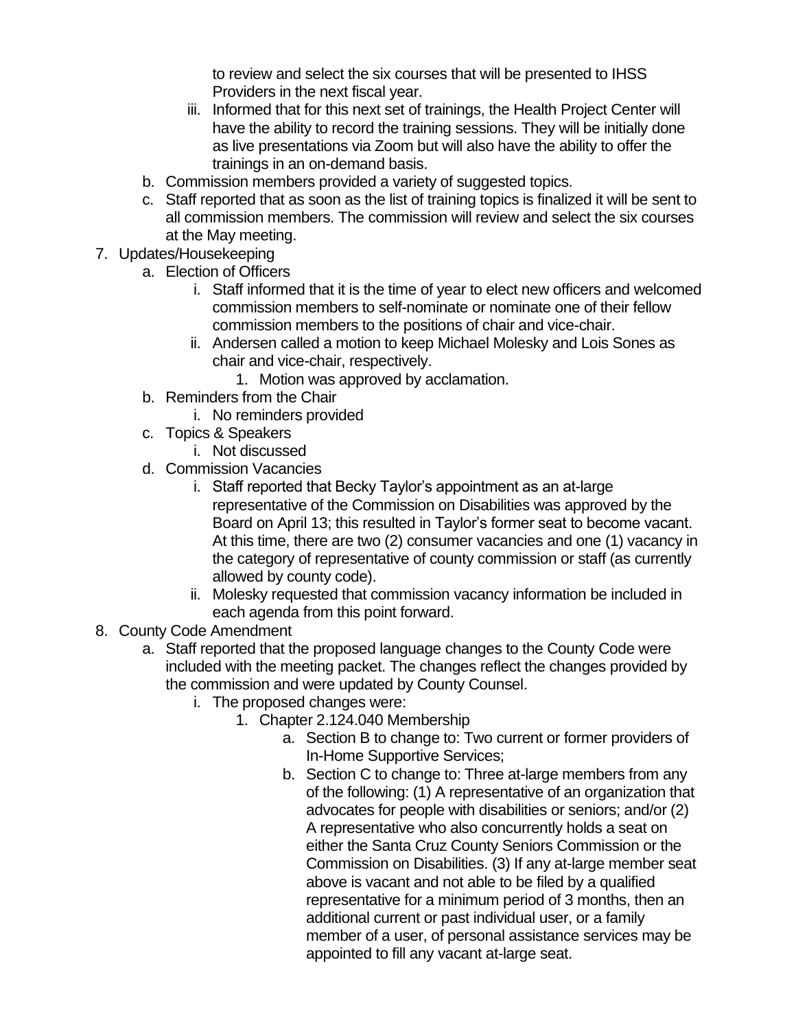to review and select the six courses that will be presented to IHSS Providers in the next fiscal year.

   iii. Informed that for this next set of trainings, the Health Project Center will have the ability to record the training sessions. They will be initially done as live presentations via Zoom but will also have the ability to offer the trainings in an on-demand basis.

   b. Commission members provided a variety of suggested topics.

   c. Staff reported that as soon as the list of training topics is finalized it will be sent to all commission members. The commission will review and select the six courses at the May meeting.

7. Updates/Housekeeping
   a. Election of Officers
      i. Staff informed that it is the time of year to elect new officers and welcomed commission members to self-nominate or nominate one of their fellow commission members to the positions of chair and vice-chair.
      ii. Andersen called a motion to keep Michael Molesky and Lois Sones as chair and vice-chair, respectively.
         1. Motion was approved by acclamation.
   b. Reminders from the Chair
      i. No reminders provided
   c. Topics & Speakers
      i. Not discussed
   d. Commission Vacancies
      i. Staff reported that Becky Taylor's appointment as an at-large representative of the Commission on Disabilities was approved by the Board on April 13; this resulted in Taylor's former seat to become vacant. At this time, there are two (2) consumer vacancies and one (1) vacancy in the category of representative of county commission or staff (as currently allowed by county code).
      ii. Molesky requested that commission vacancy information be included in each agenda from this point forward.

8. County Code Amendment
   a. Staff reported that the proposed language changes to the County Code were included with the meeting packet. The changes reflect the changes provided by the commission and were updated by County Counsel.
      i. The proposed changes were:
         1. Chapter 2.124.040 Membership
            a. Section B to change to: Two current or former providers of In-Home Supportive Services;
            b. Section C to change to: Three at-large members from any of the following: (1) A representative of an organization that advocates for people with disabilities or seniors; and/or (2) A representative who also concurrently holds a seat on either the Santa Cruz County Seniors Commission or the Commission on Disabilities. (3) If any at-large member seat above is vacant and not able to be filed by a qualified representative for a minimum period of 3 months, then an additional current or past individual user, or a family member of a user, of personal assistance services may be appointed to fill any vacant at-large seat.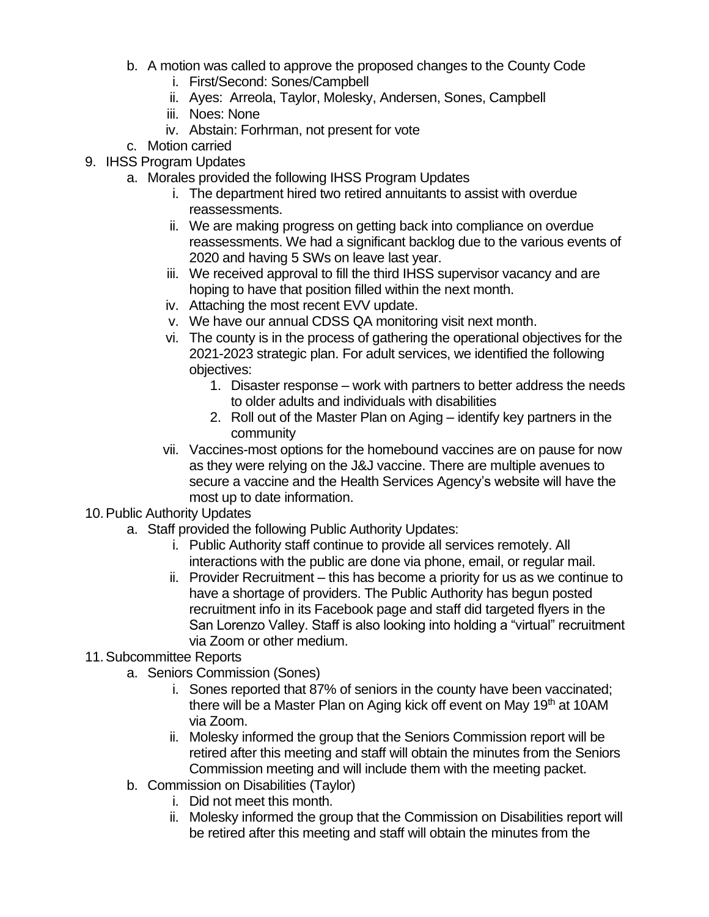b. A motion was called to approve the proposed changes to the County Code
      i. First/Second: Sones/Campbell
      ii. Ayes: Arreola, Taylor, Molesky, Andersen, Sones, Campbell
      iii. Noes: None
      iv. Abstain: Forhrman, not present for vote
   c. Motion carried

9. IHSS Program Updates
   a. Morales provided the following IHSS Program Updates
      i. The department hired two retired annuitants to assist with overdue reassessments.
      ii. We are making progress on getting back into compliance on overdue reassessments. We had a significant backlog due to the various events of 2020 and having 5 SWs on leave last year.
      iii. We received approval to fill the third IHSS supervisor vacancy and are hoping to have that position filled within the next month.
      iv. Attaching the most recent EVV update.
      v. We have our annual CDSS QA monitoring visit next month.
      vi. The county is in the process of gathering the operational objectives for the 2021-2023 strategic plan. For adult services, we identified the following objectives:
         1. Disaster response – work with partners to better address the needs to older adults and individuals with disabilities
         2. Roll out of the Master Plan on Aging – identify key partners in the community
      vii. Vaccines-most options for the homebound vaccines are on pause for now as they were relying on the J&J vaccine. There are multiple avenues to secure a vaccine and the Health Services Agency's website will have the most up to date information.

10. Public Authority Updates
    a. Staff provided the following Public Authority Updates:
       i. Public Authority staff continue to provide all services remotely. All interactions with the public are done via phone, email, or regular mail.
       ii. Provider Recruitment – this has become a priority for us as we continue to have a shortage of providers. The Public Authority has begun posted recruitment info in its Facebook page and staff did targeted flyers in the San Lorenzo Valley. Staff is also looking into holding a "virtual" recruitment via Zoom or other medium.

11. Subcommittee Reports
    a. Seniors Commission (Sones)
       i. Sones reported that 87% of seniors in the county have been vaccinated; there will be a Master Plan on Aging kick off event on May 19th at 10AM via Zoom.
       ii. Molesky informed the group that the Seniors Commission report will be retired after this meeting and staff will obtain the minutes from the Seniors Commission meeting and will include them with the meeting packet.
    b. Commission on Disabilities (Taylor)
       i. Did not meet this month.
       ii. Molesky informed the group that the Commission on Disabilities report will be retired after this meeting and staff will obtain the minutes from the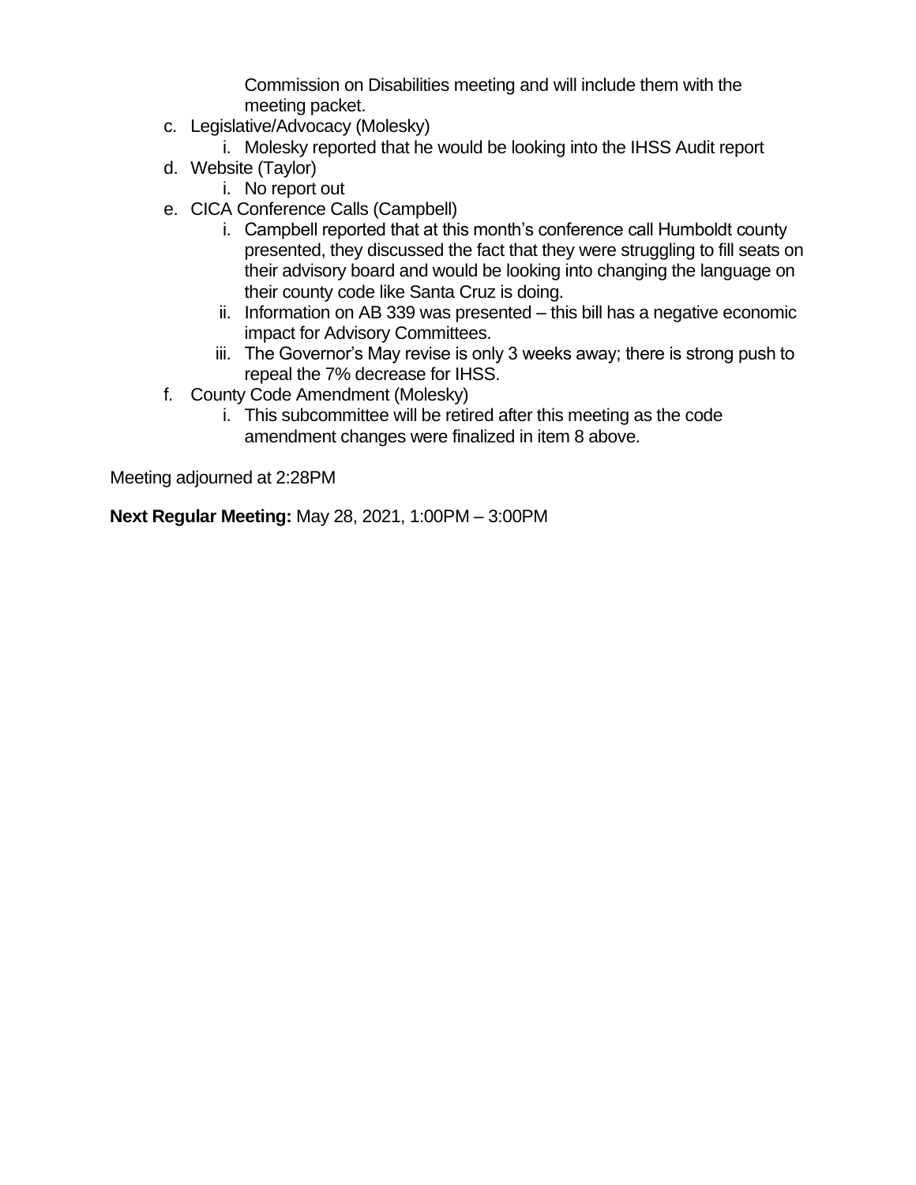Commission on Disabilities meeting and will include them with the meeting packet.

c. Legislative/Advocacy (Molesky)
    i. Molesky reported that he would be looking into the IHSS Audit report
d. Website (Taylor)
    i. No report out
e. CICA Conference Calls (Campbell)
    i. Campbell reported that at this month's conference call Humboldt county presented, they discussed the fact that they were struggling to fill seats on their advisory board and would be looking into changing the language on their county code like Santa Cruz is doing.
    ii. Information on AB 339 was presented – this bill has a negative economic impact for Advisory Committees.
    iii. The Governor's May revise is only 3 weeks away; there is strong push to repeal the 7% decrease for IHSS.
f. County Code Amendment (Molesky)
    i. This subcommittee will be retired after this meeting as the code amendment changes were finalized in item 8 above.

Meeting adjourned at 2:28PM

**Next Regular Meeting:** May 28, 2021, 1:00PM – 3:00PM